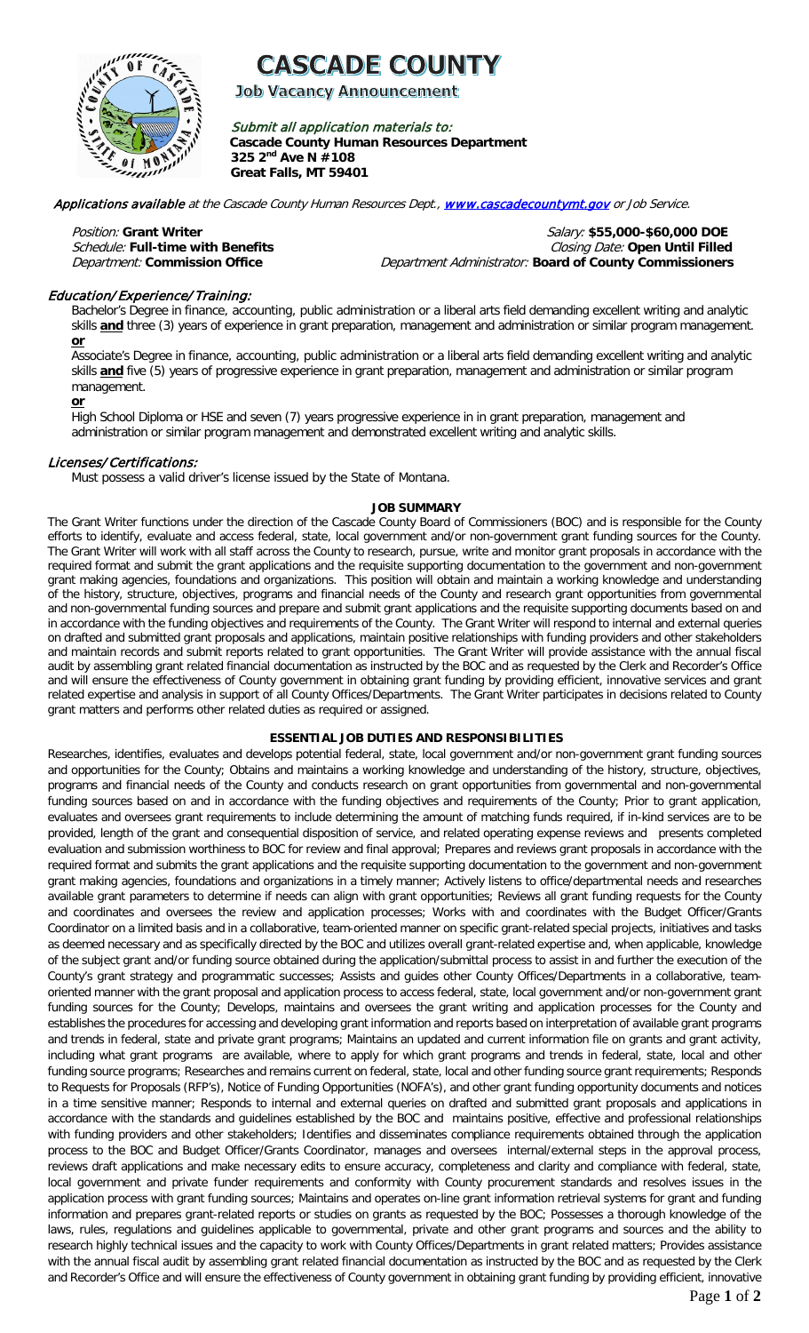# CASCADE COUNTY

## Job Vacancy Announcement

*Submit all application materials to:*
**Cascade County Human Resources Department**
**325 2nd Ave N #108**
**Great Falls, MT 59401**

*Applications available at the Cascade County Human Resources Dept.,* *www.cascadecountymt.gov* *or Job Service.*

*Position:* **Grant Writer** | *Salary:* **$55,000-$60,000 DOE**
*Schedule:* **Full-time with Benefits** | *Closing Date:* **Open Until Filled**
*Department:* **Commission Office** | *Department Administrator:* **Board of County Commissioners**

### *Education/Experience/Training:*

Bachelor's Degree in finance, accounting, public administration or a liberal arts field demanding excellent writing and analytic skills **and** three (3) years of experience in grant preparation, management and administration or similar program management.

**or**

Associate's Degree in finance, accounting, public administration or a liberal arts field demanding excellent writing and analytic skills **and** five (5) years of progressive experience in grant preparation, management and administration or similar program management.

**or**

High School Diploma or HSE and seven (7) years progressive experience in in grant preparation, management and administration or similar program management and demonstrated excellent writing and analytic skills.

### *Licenses/Certifications:*

Must possess a valid driver's license issued by the State of Montana.

### JOB SUMMARY

The Grant Writer functions under the direction of the Cascade County Board of Commissioners (BOC) and is responsible for the County efforts to identify, evaluate and access federal, state, local government and/or non-government grant funding sources for the County. The Grant Writer will work with all staff across the County to research, pursue, write and monitor grant proposals in accordance with the required format and submit the grant applications and the requisite supporting documentation to the government and non-government grant making agencies, foundations and organizations. This position will obtain and maintain a working knowledge and understanding of the history, structure, objectives, programs and financial needs of the County and research grant opportunities from governmental and non-governmental funding sources and prepare and submit grant applications and the requisite supporting documents based on and in accordance with the funding objectives and requirements of the County. The Grant Writer will respond to internal and external queries on drafted and submitted grant proposals and applications, maintain positive relationships with funding providers and other stakeholders and maintain records and submit reports related to grant opportunities. The Grant Writer will provide assistance with the annual fiscal audit by assembling grant related financial documentation as instructed by the BOC and as requested by the Clerk and Recorder's Office and will ensure the effectiveness of County government in obtaining grant funding by providing efficient, innovative services and grant related expertise and analysis in support of all County Offices/Departments. The Grant Writer participates in decisions related to County grant matters and performs other related duties as required or assigned.

### ESSENTIAL JOB DUTIES AND RESPONSIBILITIES

Researches, identifies, evaluates and develops potential federal, state, local government and/or non-government grant funding sources and opportunities for the County; Obtains and maintains a working knowledge and understanding of the history, structure, objectives, programs and financial needs of the County and conducts research on grant opportunities from governmental and non-governmental funding sources based on and in accordance with the funding objectives and requirements of the County; Prior to grant application, evaluates and oversees grant requirements to include determining the amount of matching funds required, if in-kind services are to be provided, length of the grant and consequential disposition of service, and related operating expense reviews and presents completed evaluation and submission worthiness to BOC for review and final approval; Prepares and reviews grant proposals in accordance with the required format and submits the grant applications and the requisite supporting documentation to the government and non-government grant making agencies, foundations and organizations in a timely manner; Actively listens to office/departmental needs and researches available grant parameters to determine if needs can align with grant opportunities; Reviews all grant funding requests for the County and coordinates and oversees the review and application processes; Works with and coordinates with the Budget Officer/Grants Coordinator on a limited basis and in a collaborative, team-oriented manner on specific grant-related special projects, initiatives and tasks as deemed necessary and as specifically directed by the BOC and utilizes overall grant-related expertise and, when applicable, knowledge of the subject grant and/or funding source obtained during the application/submittal process to assist in and further the execution of the County's grant strategy and programmatic successes; Assists and guides other County Offices/Departments in a collaborative, team-oriented manner with the grant proposal and application process to access federal, state, local government and/or non-government grant funding sources for the County; Develops, maintains and oversees the grant writing and application processes for the County and establishes the procedures for accessing and developing grant information and reports based on interpretation of available grant programs and trends in federal, state and private grant programs; Maintains an updated and current information file on grants and grant activity, including what grant programs are available, where to apply for which grant programs and trends in federal, state, local and other funding source programs; Researches and remains current on federal, state, local and other funding source grant requirements; Responds to Requests for Proposals (RFP's), Notice of Funding Opportunities (NOFA's), and other grant funding opportunity documents and notices in a time sensitive manner; Responds to internal and external queries on drafted and submitted grant proposals and applications in accordance with the standards and guidelines established by the BOC and maintains positive, effective and professional relationships with funding providers and other stakeholders; Identifies and disseminates compliance requirements obtained through the application process to the BOC and Budget Officer/Grants Coordinator, manages and oversees internal/external steps in the approval process, reviews draft applications and make necessary edits to ensure accuracy, completeness and clarity and compliance with federal, state, local government and private funder requirements and conformity with County procurement standards and resolves issues in the application process with grant funding sources; Maintains and operates on-line grant information retrieval systems for grant and funding information and prepares grant-related reports or studies on grants as requested by the BOC; Possesses a thorough knowledge of the laws, rules, regulations and guidelines applicable to governmental, private and other grant programs and sources and the ability to research highly technical issues and the capacity to work with County Offices/Departments in grant related matters; Provides assistance with the annual fiscal audit by assembling grant related financial documentation as instructed by the BOC and as requested by the Clerk and Recorder's Office and will ensure the effectiveness of County government in obtaining grant funding by providing efficient, innovative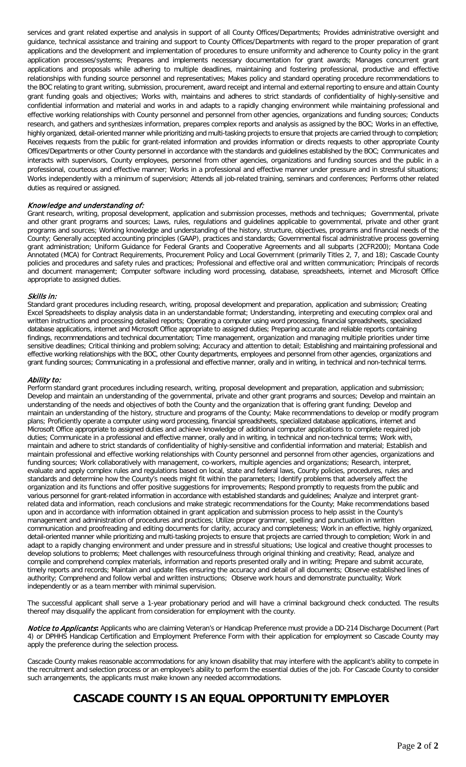services and grant related expertise and analysis in support of all County Offices/Departments; Provides administrative oversight and guidance, technical assistance and training and support to County Offices/Departments with regard to the proper preparation of grant applications and the development and implementation of procedures to ensure uniformity and adherence to County policy in the grant application processes/systems; Prepares and implements necessary documentation for grant awards; Manages concurrent grant applications and proposals while adhering to multiple deadlines, maintaining and fostering professional, productive and effective relationships with funding source personnel and representatives; Makes policy and standard operating procedure recommendations to the BOC relating to grant writing, submission, procurement, award receipt and internal and external reporting to ensure and attain County grant funding goals and objectives; Works with, maintains and adheres to strict standards of confidentiality of highly-sensitive and confidential information and material and works in and adapts to a rapidly changing environment while maintaining professional and effective working relationships with County personnel and personnel from other agencies, organizations and funding sources; Conducts research, and gathers and synthesizes information, prepares complex reports and analysis as assigned by the BOC; Works in an effective, highly organized, detail-oriented manner while prioritizing and multi-tasking projects to ensure that projects are carried through to completion; Receives requests from the public for grant-related information and provides information or directs requests to other appropriate County Offices/Departments or other County personnel in accordance with the standards and guidelines established by the BOC; Communicates and interacts with supervisors, County employees, personnel from other agencies, organizations and funding sources and the public in a professional, courteous and effective manner; Works in a professional and effective manner under pressure and in stressful situations; Works independently with a minimum of supervision; Attends all job-related training, seminars and conferences; Performs other related duties as required or assigned.

***Knowledge and understanding of:***

Grant research, writing, proposal development, application and submission processes, methods and techniques; Governmental, private and other grant programs and sources; Laws, rules, regulations and guidelines applicable to governmental, private and other grant programs and sources; Working knowledge and understanding of the history, structure, objectives, programs and financial needs of the County; Generally accepted accounting principles (GAAP), practices and standards; Governmental fiscal administrative process governing grant administration; Uniform Guidance for Federal Grants and Cooperative Agreements and all subparts (2CFR200); Montana Code Annotated (MCA) for Contract Requirements, Procurement Policy and Local Government (primarily Titles 2, 7, and 18); Cascade County policies and procedures and safety rules and practices; Professional and effective oral and written communication; Principals of records and document management; Computer software including word processing, database, spreadsheets, internet and Microsoft Office appropriate to assigned duties.

***Skills in:***

Standard grant procedures including research, writing, proposal development and preparation, application and submission; Creating Excel Spreadsheets to display analysis data in an understandable format; Understanding, interpreting and executing complex oral and written instructions and processing detailed reports; Operating a computer using word processing, financial spreadsheets, specialized database applications, internet and Microsoft Office appropriate to assigned duties; Preparing accurate and reliable reports containing findings, recommendations and technical documentation; Time management, organization and managing multiple priorities under time sensitive deadlines; Critical thinking and problem solving; Accuracy and attention to detail; Establishing and maintaining professional and effective working relationships with the BOC, other County departments, employees and personnel from other agencies, organizations and grant funding sources; Communicating in a professional and effective manner, orally and in writing, in technical and non-technical terms.

***Ability to:***

Perform standard grant procedures including research, writing, proposal development and preparation, application and submission; Develop and maintain an understanding of the governmental, private and other grant programs and sources; Develop and maintain an understanding of the needs and objectives of both the County and the organization that is offering grant funding; Develop and maintain an understanding of the history, structure and programs of the County; Make recommendations to develop or modify program plans; Proficiently operate a computer using word processing, financial spreadsheets, specialized database applications, internet and Microsoft Office appropriate to assigned duties and achieve knowledge of additional computer applications to complete required job duties; Communicate in a professional and effective manner, orally and in writing, in technical and non-technical terms; Work with, maintain and adhere to strict standards of confidentiality of highly-sensitive and confidential information and material; Establish and maintain professional and effective working relationships with County personnel and personnel from other agencies, organizations and funding sources; Work collaboratively with management, co-workers, multiple agencies and organizations; Research, interpret, evaluate and apply complex rules and regulations based on local, state and federal laws, County policies, procedures, rules and standards and determine how the County's needs might fit within the parameters; Identify problems that adversely affect the organization and its functions and offer positive suggestions for improvements; Respond promptly to requests from the public and various personnel for grant-related information in accordance with established standards and guidelines; Analyze and interpret grant-related data and information, reach conclusions and make strategic recommendations for the County; Make recommendations based upon and in accordance with information obtained in grant application and submission process to help assist in the County's management and administration of procedures and practices; Utilize proper grammar, spelling and punctuation in written communication and proofreading and editing documents for clarity, accuracy and completeness; Work in an effective, highly organized, detail-oriented manner while prioritizing and multi-tasking projects to ensure that projects are carried through to completion; Work in and adapt to a rapidly changing environment and under pressure and in stressful situations; Use logical and creative thought processes to develop solutions to problems; Meet challenges with resourcefulness through original thinking and creativity; Read, analyze and compile and comprehend complex materials, information and reports presented orally and in writing; Prepare and submit accurate, timely reports and records; Maintain and update files ensuring the accuracy and detail of all documents; Observe established lines of authority; Comprehend and follow verbal and written instructions; Observe work hours and demonstrate punctuality; Work independently or as a team member with minimal supervision.

The successful applicant shall serve a 1-year probationary period and will have a criminal background check conducted. The results thereof may disqualify the applicant from consideration for employment with the county.

***Notice to Applicants*:** Applicants who are claiming Veteran's or Handicap Preference must provide a DD-214 Discharge Document (Part 4) or DPHHS Handicap Certification and Employment Preference Form with their application for employment so Cascade County may apply the preference during the selection process.

Cascade County makes reasonable accommodations for any known disability that may interfere with the applicant's ability to compete in the recruitment and selection process or an employee's ability to perform the essential duties of the job. For Cascade County to consider such arrangements, the applicants must make known any needed accommodations.

## CASCADE COUNTY IS AN EQUAL OPPORTUNITY EMPLOYER